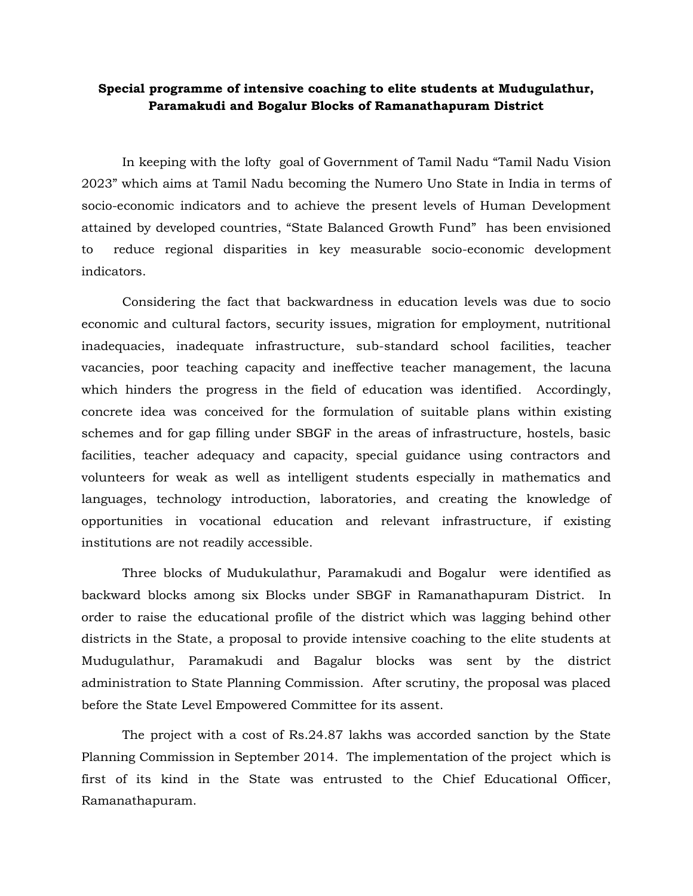**Special programme of intensive coaching to elite students at Mudugulathur, Paramakudi and Bogalur Blocks of Ramanathapuram District**

In keeping with the lofty goal of Government of Tamil Nadu "Tamil Nadu Vision 2023" which aims at Tamil Nadu becoming the Numero Uno State in India in terms of socio-economic indicators and to achieve the present levels of Human Development attained by developed countries, "State Balanced Growth Fund" has been envisioned to reduce regional disparities in key measurable socio-economic development indicators.

Considering the fact that backwardness in education levels was due to socio economic and cultural factors, security issues, migration for employment, nutritional inadequacies, inadequate infrastructure, sub-standard school facilities, teacher vacancies, poor teaching capacity and ineffective teacher management, the lacuna which hinders the progress in the field of education was identified. Accordingly, concrete idea was conceived for the formulation of suitable plans within existing schemes and for gap filling under SBGF in the areas of infrastructure, hostels, basic facilities, teacher adequacy and capacity, special guidance using contractors and volunteers for weak as well as intelligent students especially in mathematics and languages, technology introduction, laboratories, and creating the knowledge of opportunities in vocational education and relevant infrastructure, if existing institutions are not readily accessible.

Three blocks of Mudukulathur, Paramakudi and Bogalur were identified as backward blocks among six Blocks under SBGF in Ramanathapuram District. In order to raise the educational profile of the district which was lagging behind other districts in the State, a proposal to provide intensive coaching to the elite students at Mudugulathur, Paramakudi and Bagalur blocks was sent by the district administration to State Planning Commission. After scrutiny, the proposal was placed before the State Level Empowered Committee for its assent.

The project with a cost of Rs.24.87 lakhs was accorded sanction by the State Planning Commission in September 2014. The implementation of the project which is first of its kind in the State was entrusted to the Chief Educational Officer, Ramanathapuram.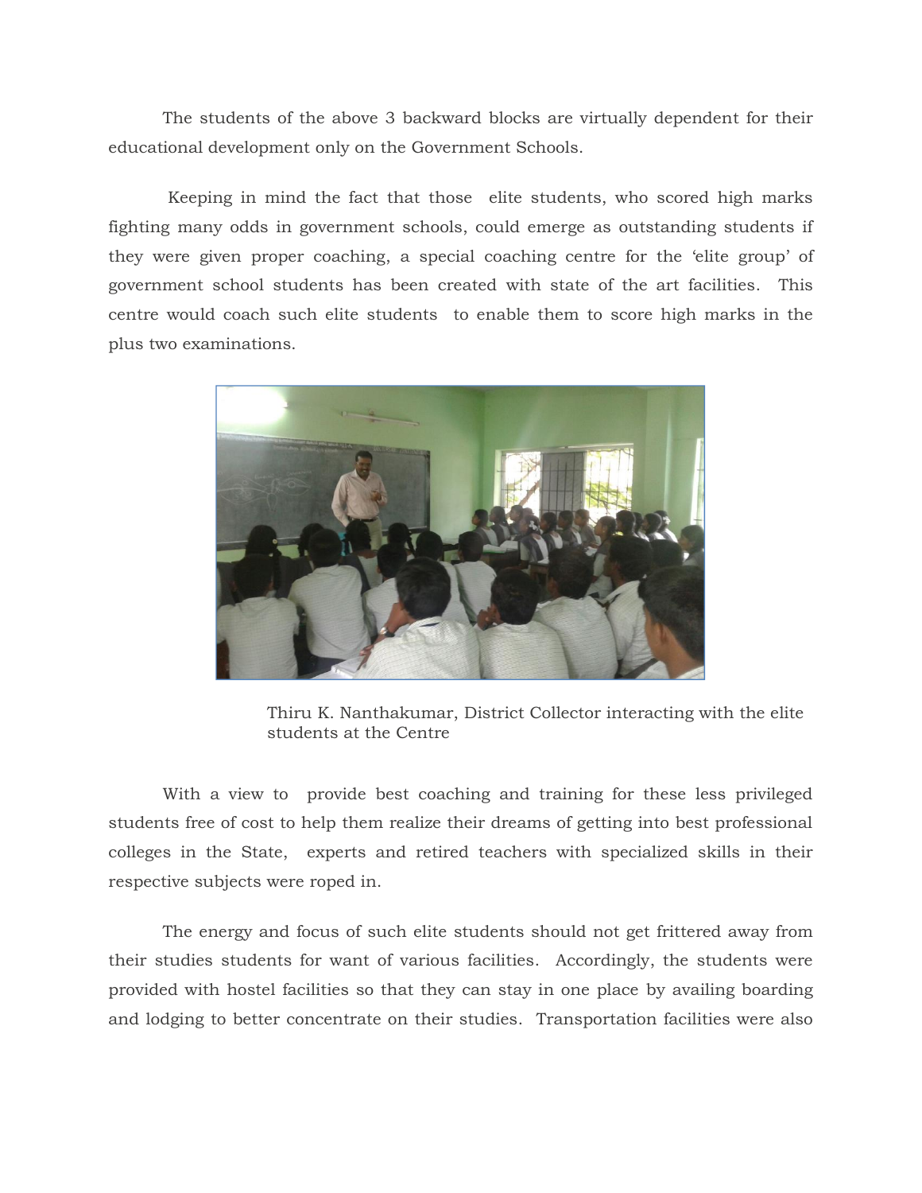The students of the above 3 backward blocks are virtually dependent for their educational development only on the Government Schools.

Keeping in mind the fact that those elite students, who scored high marks fighting many odds in government schools, could emerge as outstanding students if they were given proper coaching, a special coaching centre for the 'elite group' of government school students has been created with state of the art facilities. This centre would coach such elite students to enable them to score high marks in the plus two examinations.

Thiru K. Nanthakumar, District Collector interacting with the elite students at the Centre

With a view to provide best coaching and training for these less privileged students free of cost to help them realize their dreams of getting into best professional colleges in the State, experts and retired teachers with specialized skills in their respective subjects were roped in.

The energy and focus of such elite students should not get frittered away from their studies students for want of various facilities. Accordingly, the students were provided with hostel facilities so that they can stay in one place by availing boarding and lodging to better concentrate on their studies. Transportation facilities were also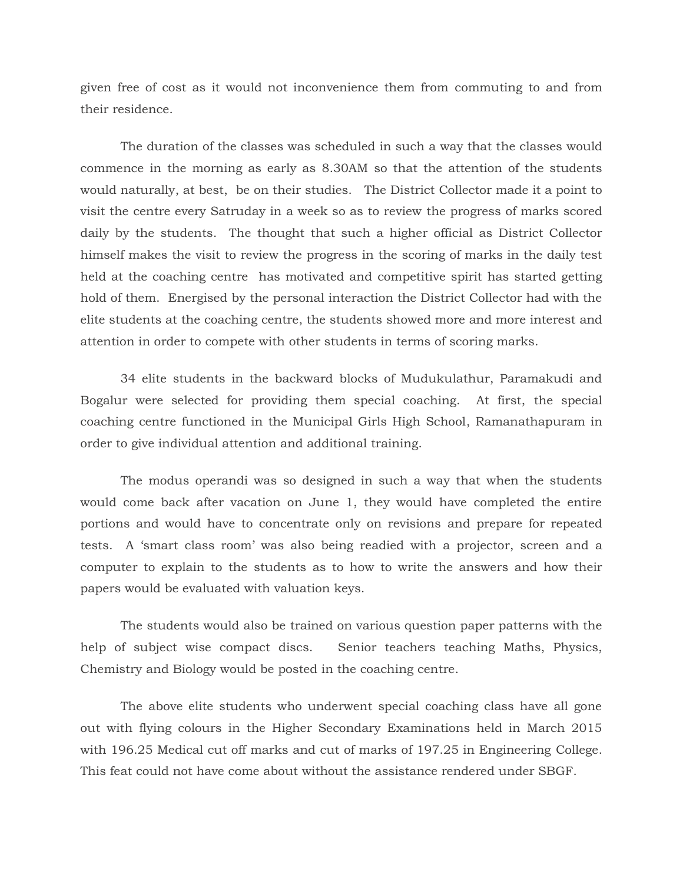given free of cost as it would not inconvenience them from commuting to and from their residence.

The duration of the classes was scheduled in such a way that the classes would commence in the morning as early as 8.30AM so that the attention of the students would naturally, at best, be on their studies. The District Collector made it a point to visit the centre every Satruday in a week so as to review the progress of marks scored daily by the students. The thought that such a higher official as District Collector himself makes the visit to review the progress in the scoring of marks in the daily test held at the coaching centre has motivated and competitive spirit has started getting hold of them. Energised by the personal interaction the District Collector had with the elite students at the coaching centre, the students showed more and more interest and attention in order to compete with other students in terms of scoring marks.

34 elite students in the backward blocks of Mudukulathur, Paramakudi and Bogalur were selected for providing them special coaching. At first, the special coaching centre functioned in the Municipal Girls High School, Ramanathapuram in order to give individual attention and additional training.

The modus operandi was so designed in such a way that when the students would come back after vacation on June 1, they would have completed the entire portions and would have to concentrate only on revisions and prepare for repeated tests. A 'smart class room' was also being readied with a projector, screen and a computer to explain to the students as to how to write the answers and how their papers would be evaluated with valuation keys.

The students would also be trained on various question paper patterns with the help of subject wise compact discs. Senior teachers teaching Maths, Physics, Chemistry and Biology would be posted in the coaching centre.

The above elite students who underwent special coaching class have all gone out with flying colours in the Higher Secondary Examinations held in March 2015 with 196.25 Medical cut off marks and cut of marks of 197.25 in Engineering College. This feat could not have come about without the assistance rendered under SBGF.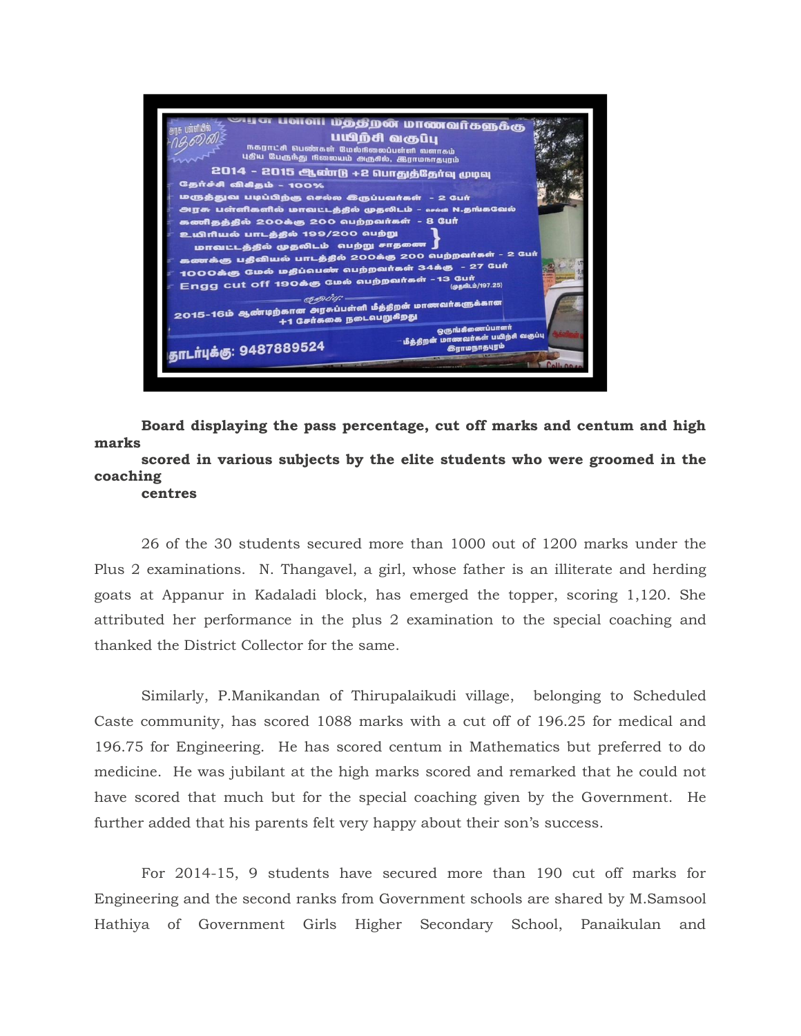**Board displaying the pass percentage, cut off marks and centum and high marks scored in various subjects by the elite students who were groomed in the coaching centres**

26 of the 30 students secured more than 1000 out of 1200 marks under the Plus 2 examinations. N. Thangavel, a girl, whose father is an illiterate and herding goats at Appanur in Kadaladi block, has emerged the topper, scoring 1,120. She attributed her performance in the plus 2 examination to the special coaching and thanked the District Collector for the same.

Similarly, P.Manikandan of Thirupalaikudi village, belonging to Scheduled Caste community, has scored 1088 marks with a cut off of 196.25 for medical and 196.75 for Engineering. He has scored centum in Mathematics but preferred to do medicine. He was jubilant at the high marks scored and remarked that he could not have scored that much but for the special coaching given by the Government. He further added that his parents felt very happy about their son's success.

For 2014-15, 9 students have secured more than 190 cut off marks for Engineering and the second ranks from Government schools are shared by M.Samsool Hathiya of Government Girls Higher Secondary School, Panaikulan and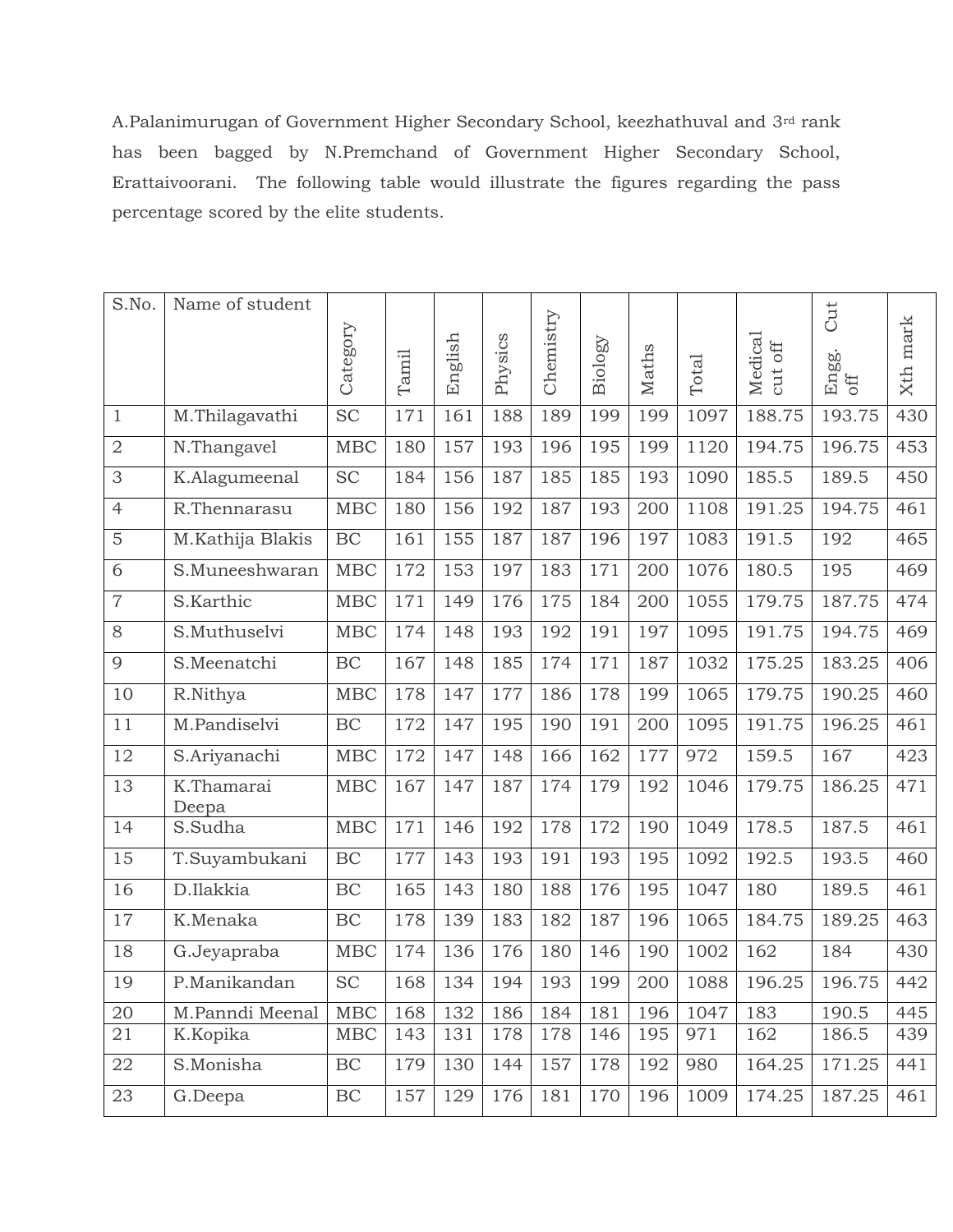A.Palanimurugan of Government Higher Secondary School, keezhathuval and 3rd rank has been bagged by N.Premchand of Government Higher Secondary School, Erattaivoorani. The following table would illustrate the figures regarding the pass percentage scored by the elite students.

| S.No. | Name of student | Category | Tamil | English | Physics | Chemistry | Biology | Maths | Total | Medical cut off | Engg. Cut off | Xth mark |
|---|---|---|---|---|---|---|---|---|---|---|---|---|
| 1 | M.Thilagavathi | SC | 171 | 161 | 188 | 189 | 199 | 199 | 1097 | 188.75 | 193.75 | 430 |
| 2 | N.Thangavel | MBC | 180 | 157 | 193 | 196 | 195 | 199 | 1120 | 194.75 | 196.75 | 453 |
| 3 | K.Alagumeenal | SC | 184 | 156 | 187 | 185 | 185 | 193 | 1090 | 185.5 | 189.5 | 450 |
| 4 | R.Thennarasu | MBC | 180 | 156 | 192 | 187 | 193 | 200 | 1108 | 191.25 | 194.75 | 461 |
| 5 | M.Kathija Blakis | BC | 161 | 155 | 187 | 187 | 196 | 197 | 1083 | 191.5 | 192 | 465 |
| 6 | S.Muneeshwaran | MBC | 172 | 153 | 197 | 183 | 171 | 200 | 1076 | 180.5 | 195 | 469 |
| 7 | S.Karthic | MBC | 171 | 149 | 176 | 175 | 184 | 200 | 1055 | 179.75 | 187.75 | 474 |
| 8 | S.Muthuselvi | MBC | 174 | 148 | 193 | 192 | 191 | 197 | 1095 | 191.75 | 194.75 | 469 |
| 9 | S.Meenatchi | BC | 167 | 148 | 185 | 174 | 171 | 187 | 1032 | 175.25 | 183.25 | 406 |
| 10 | R.Nithya | MBC | 178 | 147 | 177 | 186 | 178 | 199 | 1065 | 179.75 | 190.25 | 460 |
| 11 | M.Pandiselvi | BC | 172 | 147 | 195 | 190 | 191 | 200 | 1095 | 191.75 | 196.25 | 461 |
| 12 | S.Ariyanachi | MBC | 172 | 147 | 148 | 166 | 162 | 177 | 972 | 159.5 | 167 | 423 |
| 13 | K.Thamarai Deepa | MBC | 167 | 147 | 187 | 174 | 179 | 192 | 1046 | 179.75 | 186.25 | 471 |
| 14 | S.Sudha | MBC | 171 | 146 | 192 | 178 | 172 | 190 | 1049 | 178.5 | 187.5 | 461 |
| 15 | T.Suyambukani | BC | 177 | 143 | 193 | 191 | 193 | 195 | 1092 | 192.5 | 193.5 | 460 |
| 16 | D.Ilakkia | BC | 165 | 143 | 180 | 188 | 176 | 195 | 1047 | 180 | 189.5 | 461 |
| 17 | K.Menaka | BC | 178 | 139 | 183 | 182 | 187 | 196 | 1065 | 184.75 | 189.25 | 463 |
| 18 | G.Jeyapraba | MBC | 174 | 136 | 176 | 180 | 146 | 190 | 1002 | 162 | 184 | 430 |
| 19 | P.Manikandan | SC | 168 | 134 | 194 | 193 | 199 | 200 | 1088 | 196.25 | 196.75 | 442 |
| 20 | M.Panndi Meenal | MBC | 168 | 132 | 186 | 184 | 181 | 196 | 1047 | 183 | 190.5 | 445 |
| 21 | K.Kopika | MBC | 143 | 131 | 178 | 178 | 146 | 195 | 971 | 162 | 186.5 | 439 |
| 22 | S.Monisha | BC | 179 | 130 | 144 | 157 | 178 | 192 | 980 | 164.25 | 171.25 | 441 |
| 23 | G.Deepa | BC | 157 | 129 | 176 | 181 | 170 | 196 | 1009 | 174.25 | 187.25 | 461 |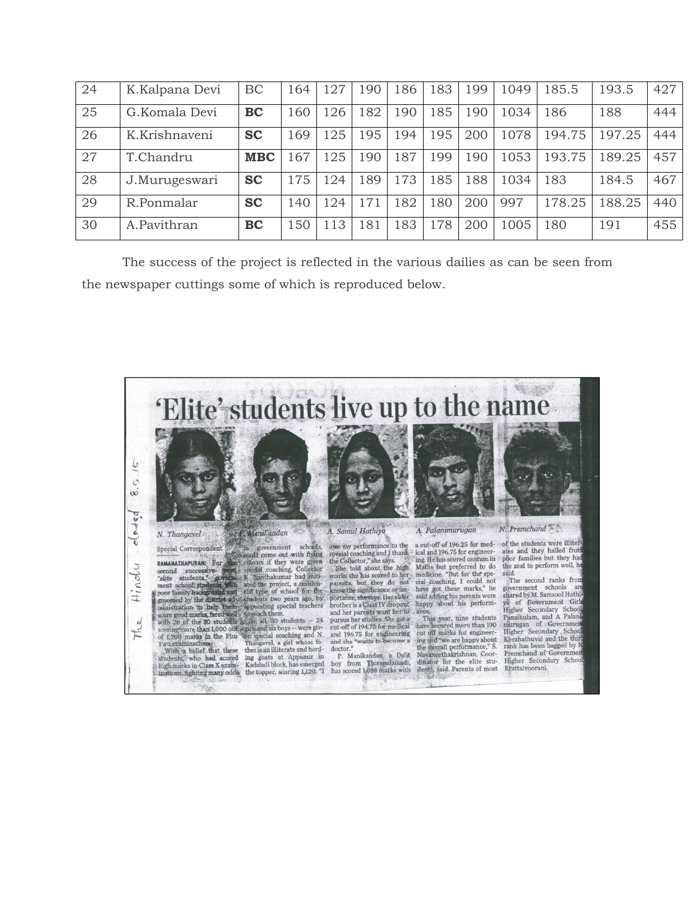| 24 | K.Kalpana Devi | BC | 164 | 127 | 190 | 186 | 183 | 199 | 1049 | 185.5 | 193.5 | 427 |
|---|---|---|---|---|---|---|---|---|---|---|---|---|
| 25 | G.Komala Devi | **BC** | 160 | 126 | 182 | 190 | 185 | 190 | 1034 | 186 | 188 | 444 |
| 26 | K.Krishnaveni | **SC** | 169 | 125 | 195 | 194 | 195 | 200 | 1078 | 194.75 | 197.25 | 444 |
| 27 | T.Chandru | **MBC** | 167 | 125 | 190 | 187 | 199 | 190 | 1053 | 193.75 | 189.25 | 457 |
| 28 | J.Murugeswari | **SC** | 175 | 124 | 189 | 173 | 185 | 188 | 1034 | 183 | 184.5 | 467 |
| 29 | R.Ponmalar | **SC** | 140 | 124 | 171 | 182 | 180 | 200 | 997 | 178.25 | 188.25 | 440 |
| 30 | A.Pavithran | **BC** | 150 | 113 | 181 | 183 | 178 | 200 | 1005 | 180 | 191 | 455 |

The success of the project is reflected in the various dailies as can be seen from the newspaper cuttings some of which is reproduced below.

The Hindu dated 8.5.15

# 'Elite' students live up to the name

N. Thangavel | P. Manikandan | A. Samul Hathiya | A. Palanimurugan | N. Premchand

Special Correspondent

RAMANATHAPURAM: For the second successive year, "elite students," government school students with poor family background and groomed by the district administration to help them score good marks, fared well with 26 of the 30 students scoring more than 1,000 out of 1,200 marks in the Plus Two examinations.

With a belief that these students, who had scored high marks in Class X examinations, fighting many odds in government schools, could come out with flying colours if they were given special coaching, Collector K. Nanthakumar had initiated the project, a residential type of school for the students two years ago, by appointing special teachers to coach them.

In all, 30 students – 24 girls and six boys – were given special coaching and N. Thangavel, a girl whose father is an illiterate and herding goats at Appanur in Kadaladi block, has emerged the topper, scoring 1,120. "I owe my performance to the special coaching and I thank the Collector," she says.

She told about the high marks she has scored to her parents, but they do not know the significance or importance, she says. Her elder brother is a Class IV dropout and her parents want her to pursue her studies. She got a cut-off of 194.75 for medical and 196.75 for engineering and she "wants to become a doctor."

P. Manikandan, a Dalit boy from Thirupalaikudi, has scored 1,088 marks with a cut-off of 196.25 for medical and 196.75 for engineering. He has scored centum in Maths but preferred to do medicine. "But for the special coaching, I could not have got these marks," he said adding his parents were happy about his performance.

This year, nine students have secured more than 190 cut off marks for engineering and "we are happy about the overall performance," S. Navaneethakrishnan, Coordinator for the elite students, said. Parents of most of the students were illiterates and they hailed from poor families but they had the zeal to perform well, he said.

The second ranks from government schools are shared by M. Samsool Hathiya of Government Girls Higher Secondary School, Panaikulam, and A Palanimurugan of Government Higher Secondary School, Keezhathuval and the third rank has been bagged by N. Premchand of Government Higher Secondary School, Erattaivoorani.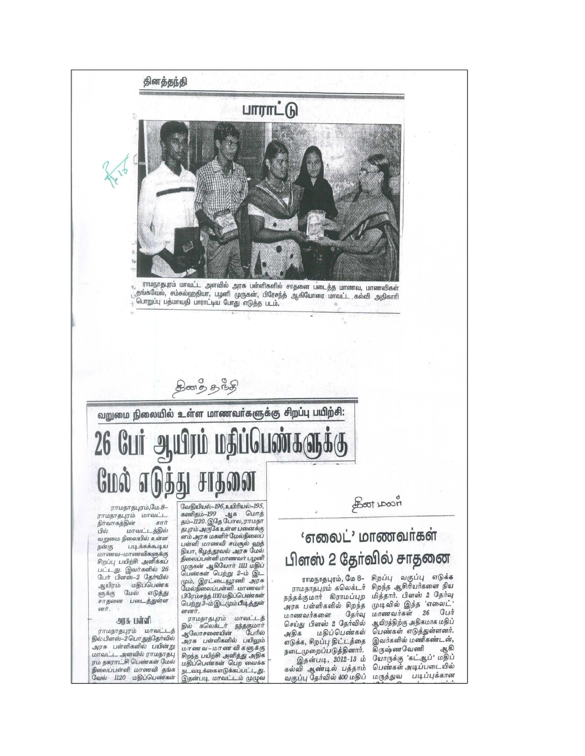தினத்தந்தி

## பாராட்டு

ராமநாதபுரம் மாவட்ட அளவில் அரசு பள்ளிகளில் சாதனை படைத்த மாணவ, மாணவிகள் தங்கவேல், சம்சுல்ஹதியா, பழனி முருகன், பிரேசந்த் ஆகியோரை மாவட்ட கல்வி அதிகாரி பொறுப்பு பத்மாவதி பாராட்டிய போது எடுத்த படம்.

தினத்தந்தி

**வறுமை நிலையில் உள்ள மாணவர்களுக்கு சிறப்பு பயிற்சி:**

# 26 பேர் ஆயிரம் மதிப்பெண்களுக்கு மேல் எடுத்து சாதனை

ராமநாதபுரம்,மே.8- ராமநாதபுரம் மாவட்ட நிர்வாகத்தின் சார்பில் மாவட்டத்தில் வறுமை நிலையில் உள்ள நன்கு படிக்கக்கூடிய மாணவ-மாணவிகளுக்கு சிறப்பு பயிற்சி அளிக்கப் பட்டது. இவர்களில் 26 பேர் பிளஸ்-2 தேர்வில் ஆயிரம் மதிப்பெண்களுக்கு மேல் எடுத்து சாதனை படைத்துள்ளனர்.

### அரசு பள்ளி

ராமநாதபுரம் மாவட்டத்தில் பிளஸ்-2 பொதுத்தேர்வில் அரசு பள்ளிகளில் பயின்று மாவட்ட அளவில் ராமநாதபுரம் நகராட்சி பெண்கள் மேல் நிலைப்பள்ளி மாணவி தங்கவேல் 1120 மதிப்பெண்கள் வேதியியல்-196, உயிரியல்-195, கணிதம்-199 ஆக மொத்தம்-1120. இதே போல, ராமநாதபுரம் அருகே உள்ள பனைக்குளம் அரசு மகளிர் மேல்நிலைப் பள்ளி மாணவி சம்சுல் ஹதியா, கீழத்தூவல் அரசு மேல் நிலைப்பள்ளி மாணவர் பழனி முருகன் ஆகியோர் 1111 மதிப்பெண்கள் பெற்று 2-ம் இடமும், இரட்டையூரணி அரசு மேல்நிலைப்பள்ளி மாணவர் பிரேம்சந்த் 1110 மதிப்பெண்கள் பெற்று 3-ம் இடமும் பிடித்துள்ளனர்.

ராமநாதபுரம் மாவட்டத்தில் கலெக்டர் நந்தகுமார் ஆலோசனையின் பேரில் அரசு பள்ளிகளில் பயிலும் மாணவ-மாணவிகளுக்கு சிறந்த பயிற்சி அளித்து அதிக மதிப்பெண்கள் பெற வைக்க நடவடிக்கைஎடுக்கப்பட்டது. இதன்படி மாவட்டம் முழுவ

தினமலர்

## 'எலைட்' மாணவர்கள் பிளஸ் 2 தேர்வில் சாதனை

ராமநாதபுரம், மே 8- ராமநாதபுரம் கலெக்டர் நந்தக்குமார் கிராமப்புற அரசு பள்ளிகளில் சிறந்த மாணவர்களை தேர்வு செய்து பிளஸ் 2 தேர்வில் அதிக மதிப்பெண்கள் எடுக்க, சிறப்பு திட்டத்தை நடைமுறைப்படுத்தினார்.

இதன்படி, 2012-13 ம் கல்வி ஆண்டில் பத்தாம் வகுப்பு தேர்வில் 400 மதிப் சிறப்பு வகுப்பு எடுக்க சிறந்த ஆசிரியர்களை நியமித்தார். பிளஸ் 2 தேர்வு முடிவில் இந்த 'எலைட்' மாணவர்கள் 26 பேர் ஆயிரத்திற்கு அதிகமாக மதிப்பெண்கள் எடுத்துள்ளனர். இவர்களில் மணிகண்டன், கிருஷ்ணவேணி ஆகியோருக்கு 'கட்ஆப்' மதிப்பெண்கள் அடிப்படையில் மருத்துவ படிப்புக்கான